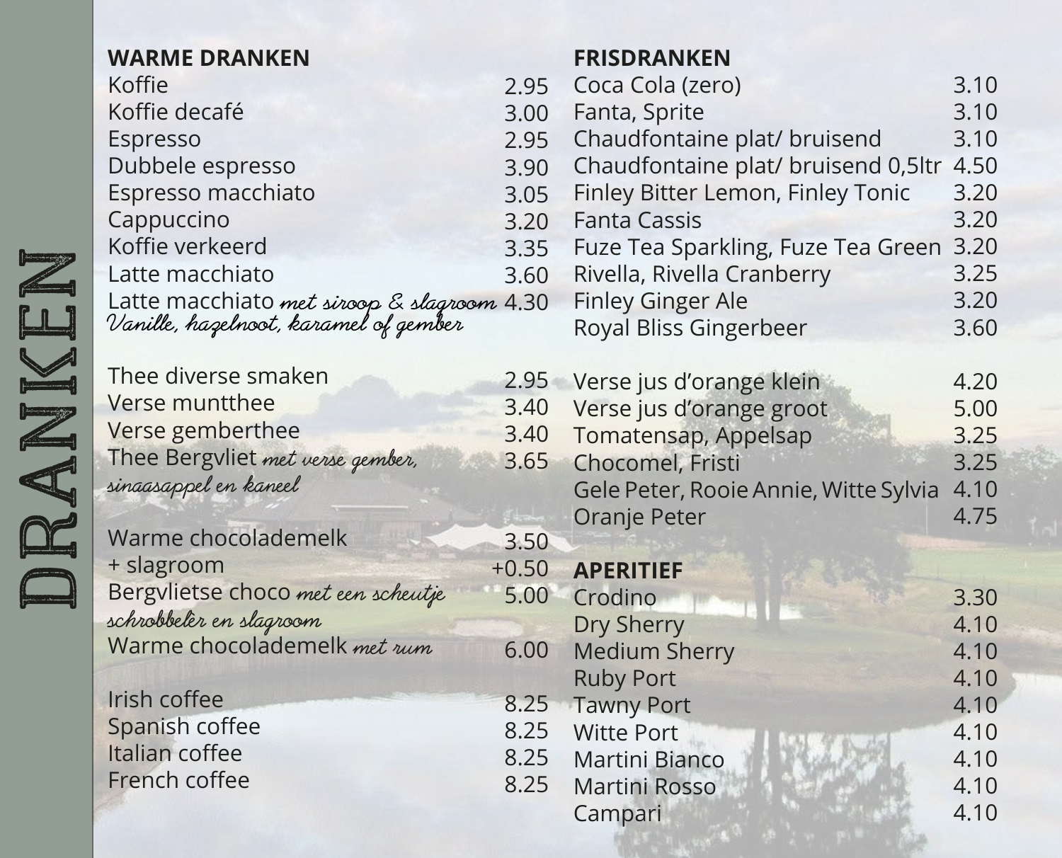# DRANKEN

## WARME DRANKEN

| | |
|---|---|
| Koffie | 2.95 |
| Koffie decafé | 3.00 |
| Espresso | 2.95 |
| Dubbele espresso | 3.90 |
| Espresso macchiato | 3.05 |
| Cappuccino | 3.20 |
| Koffie verkeerd | 3.35 |
| Latte macchiato | 3.60 |
| Latte macchiato *met siroop & slagroom Vanille, hazelnoot, karamel of gember* | 4.30 |

| | |
|---|---|
| Thee diverse smaken | 2.95 |
| Verse muntthee | 3.40 |
| Verse gemberthee | 3.40 |
| Thee Bergvliet *met verse gember, sinaasappel en kaneel* | 3.65 |

| | |
|---|---|
| Warme chocolademelk | 3.50 |
| + slagroom | +0.50 |
| Bergvlietse choco *met een scheutje schrobbelèr en slagroom* | 5.00 |
| Warme chocolademelk *met rum* | 6.00 |

| | |
|---|---|
| Irish coffee | 8.25 |
| Spanish coffee | 8.25 |
| Italian coffee | 8.25 |
| French coffee | 8.25 |

## FRISDRANKEN

| | |
|---|---|
| Coca Cola (zero) | 3.10 |
| Fanta, Sprite | 3.10 |
| Chaudfontaine plat/ bruisend | 3.10 |
| Chaudfontaine plat/ bruisend 0,5ltr | 4.50 |
| Finley Bitter Lemon, Finley Tonic | 3.20 |
| Fanta Cassis | 3.20 |
| Fuze Tea Sparkling, Fuze Tea Green | 3.20 |
| Rivella, Rivella Cranberry | 3.25 |
| Finley Ginger Ale | 3.20 |
| Royal Bliss Gingerbeer | 3.60 |

| | |
|---|---|
| Verse jus d'orange klein | 4.20 |
| Verse jus d'orange groot | 5.00 |
| Tomatensap, Appelsap | 3.25 |
| Chocomel, Fristi | 3.25 |
| Gele Peter, Rooie Annie, Witte Sylvia | 4.10 |
| Oranje Peter | 4.75 |

## APERITIEF

| | |
|---|---|
| Crodino | 3.30 |
| Dry Sherry | 4.10 |
| Medium Sherry | 4.10 |
| Ruby Port | 4.10 |
| Tawny Port | 4.10 |
| Witte Port | 4.10 |
| Martini Bianco | 4.10 |
| Martini Rosso | 4.10 |
| Campari | 4.10 |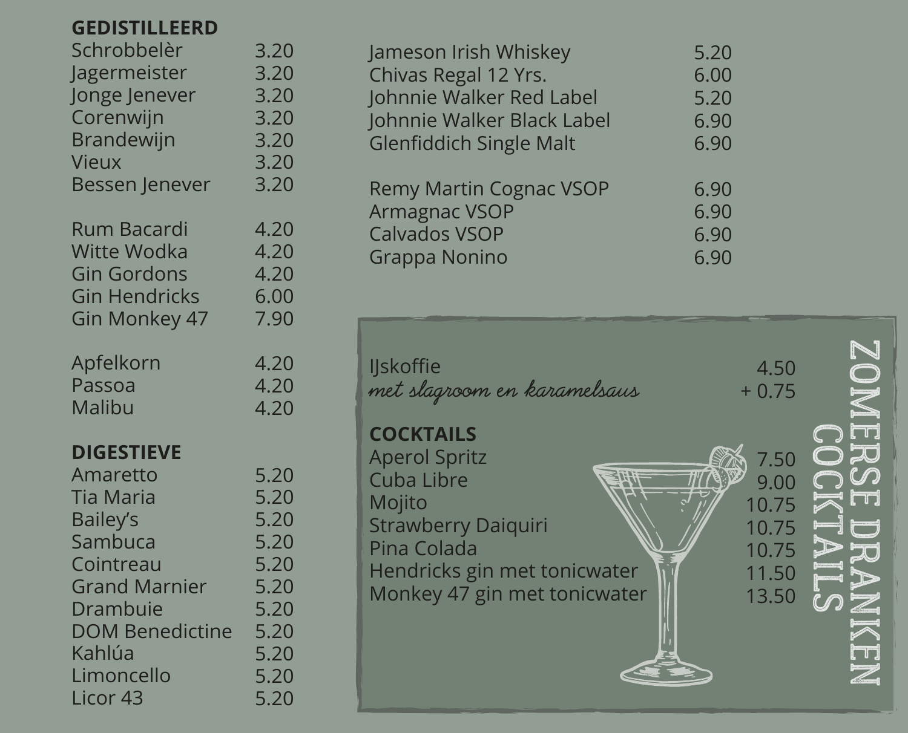## GEDISTILLEERD

| | |
|---|---|
| Schrobbelèr | 3.20 |
| Jagermeister | 3.20 |
| Jonge Jenever | 3.20 |
| Corenwijn | 3.20 |
| Brandewijn | 3.20 |
| Vieux | 3.20 |
| Bessen Jenever | 3.20 |
| | |
| Rum Bacardi | 4.20 |
| Witte Wodka | 4.20 |
| Gin Gordons | 4.20 |
| Gin Hendricks | 6.00 |
| Gin Monkey 47 | 7.90 |
| | |
| Apfelkorn | 4.20 |
| Passoa | 4.20 |
| Malibu | 4.20 |

## DIGESTIEVE

| | |
|---|---|
| Amaretto | 5.20 |
| Tia Maria | 5.20 |
| Bailey's | 5.20 |
| Sambuca | 5.20 |
| Cointreau | 5.20 |
| Grand Marnier | 5.20 |
| Drambuie | 5.20 |
| DOM Benedictine | 5.20 |
| Kahlúa | 5.20 |
| Limoncello | 5.20 |
| Licor 43 | 5.20 |

| | |
|---|---|
| Jameson Irish Whiskey | 5.20 |
| Chivas Regal 12 Yrs. | 6.00 |
| Johnnie Walker Red Label | 5.20 |
| Johnnie Walker Black Label | 6.90 |
| Glenfiddich Single Malt | 6.90 |
| | |
| Remy Martin Cognac VSOP | 6.90 |
| Armagnac VSOP | 6.90 |
| Calvados VSOP | 6.90 |
| Grappa Nonino | 6.90 |

## ZOMERSE DRANKEN COCKTAILS

| | |
|---|---|
| IJskoffie | 4.50 |
| *met slagroom en karamelsaus* | + 0.75 |

### COCKTAILS

| | |
|---|---|
| Aperol Spritz | 7.50 |
| Cuba Libre | 9.00 |
| Mojito | 10.75 |
| Strawberry Daiquiri | 10.75 |
| Pina Colada | 10.75 |
| Hendricks gin met tonicwater | 11.50 |
| Monkey 47 gin met tonicwater | 13.50 |